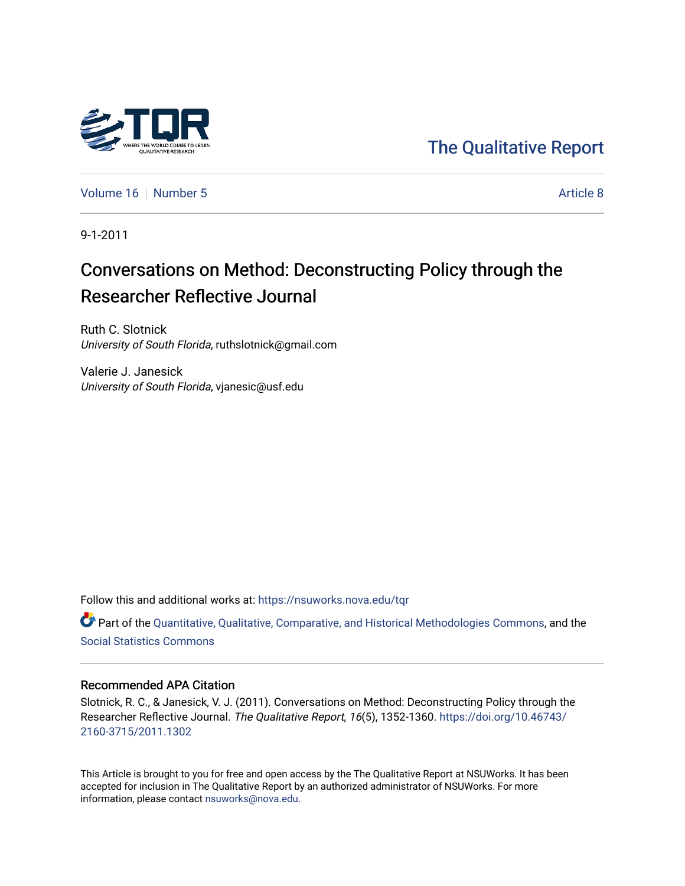The Qualitative Report

Volume 16 | Number 5 | Article 8

9-1-2011

# Conversations on Method: Deconstructing Policy through the Researcher Reflective Journal

Ruth C. Slotnick
*University of South Florida*, ruthslotnick@gmail.com

Valerie J. Janesick
*University of South Florida*, vjanesic@usf.edu

Follow this and additional works at: https://nsuworks.nova.edu/tqr

Part of the Quantitative, Qualitative, Comparative, and Historical Methodologies Commons, and the Social Statistics Commons

## Recommended APA Citation

Slotnick, R. C., & Janesick, V. J. (2011). Conversations on Method: Deconstructing Policy through the Researcher Reflective Journal. *The Qualitative Report*, *16*(5), 1352-1360. https://doi.org/10.46743/2160-3715/2011.1302

This Article is brought to you for free and open access by the The Qualitative Report at NSUWorks. It has been accepted for inclusion in The Qualitative Report by an authorized administrator of NSUWorks. For more information, please contact nsuworks@nova.edu.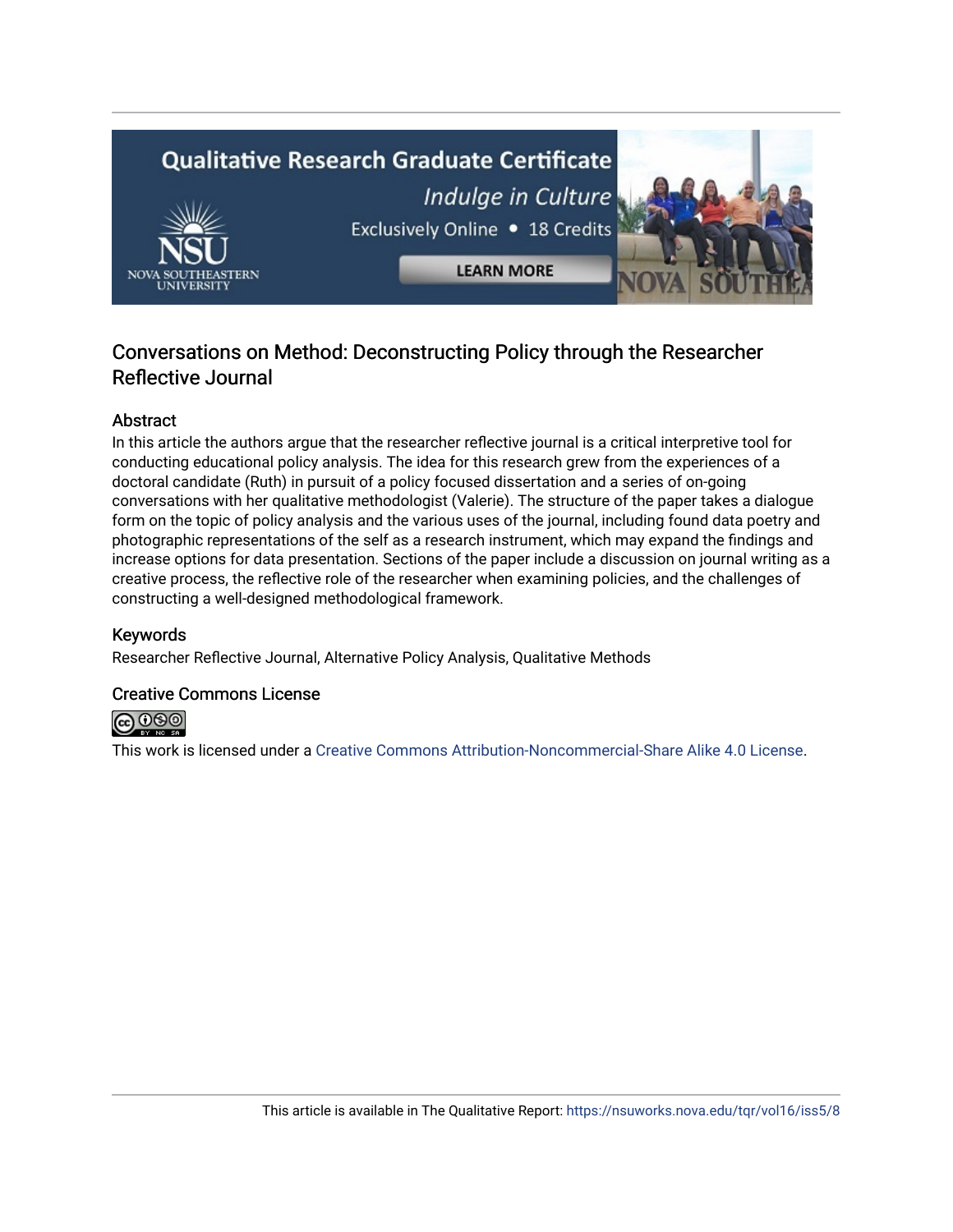# Conversations on Method: Deconstructing Policy through the Researcher Reflective Journal

## Abstract

In this article the authors argue that the researcher reflective journal is a critical interpretive tool for conducting educational policy analysis. The idea for this research grew from the experiences of a doctoral candidate (Ruth) in pursuit of a policy focused dissertation and a series of on-going conversations with her qualitative methodologist (Valerie). The structure of the paper takes a dialogue form on the topic of policy analysis and the various uses of the journal, including found data poetry and photographic representations of the self as a research instrument, which may expand the findings and increase options for data presentation. Sections of the paper include a discussion on journal writing as a creative process, the reflective role of the researcher when examining policies, and the challenges of constructing a well-designed methodological framework.

## Keywords

Researcher Reflective Journal, Alternative Policy Analysis, Qualitative Methods

## Creative Commons License

This work is licensed under a Creative Commons Attribution-Noncommercial-Share Alike 4.0 License.

This article is available in The Qualitative Report: https://nsuworks.nova.edu/tqr/vol16/iss5/8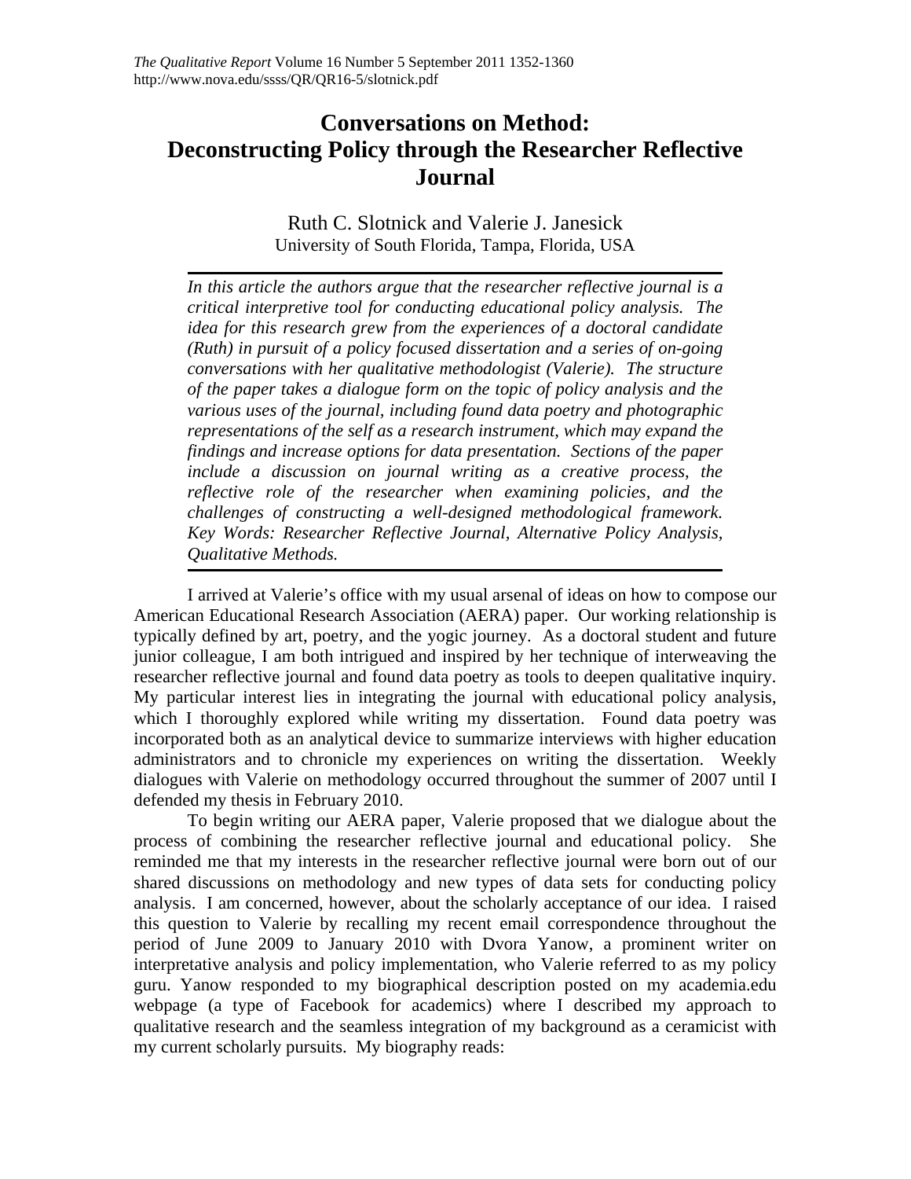# Conversations on Method: Deconstructing Policy through the Researcher Reflective Journal

Ruth C. Slotnick and Valerie J. Janesick
University of South Florida, Tampa, Florida, USA

*In this article the authors argue that the researcher reflective journal is a critical interpretive tool for conducting educational policy analysis. The idea for this research grew from the experiences of a doctoral candidate (Ruth) in pursuit of a policy focused dissertation and a series of on-going conversations with her qualitative methodologist (Valerie). The structure of the paper takes a dialogue form on the topic of policy analysis and the various uses of the journal, including found data poetry and photographic representations of the self as a research instrument, which may expand the findings and increase options for data presentation. Sections of the paper include a discussion on journal writing as a creative process, the reflective role of the researcher when examining policies, and the challenges of constructing a well-designed methodological framework. Key Words: Researcher Reflective Journal, Alternative Policy Analysis, Qualitative Methods.*

I arrived at Valerie's office with my usual arsenal of ideas on how to compose our American Educational Research Association (AERA) paper. Our working relationship is typically defined by art, poetry, and the yogic journey. As a doctoral student and future junior colleague, I am both intrigued and inspired by her technique of interweaving the researcher reflective journal and found data poetry as tools to deepen qualitative inquiry. My particular interest lies in integrating the journal with educational policy analysis, which I thoroughly explored while writing my dissertation. Found data poetry was incorporated both as an analytical device to summarize interviews with higher education administrators and to chronicle my experiences on writing the dissertation. Weekly dialogues with Valerie on methodology occurred throughout the summer of 2007 until I defended my thesis in February 2010.

To begin writing our AERA paper, Valerie proposed that we dialogue about the process of combining the researcher reflective journal and educational policy. She reminded me that my interests in the researcher reflective journal were born out of our shared discussions on methodology and new types of data sets for conducting policy analysis. I am concerned, however, about the scholarly acceptance of our idea. I raised this question to Valerie by recalling my recent email correspondence throughout the period of June 2009 to January 2010 with Dvora Yanow, a prominent writer on interpretative analysis and policy implementation, who Valerie referred to as my policy guru. Yanow responded to my biographical description posted on my academia.edu webpage (a type of Facebook for academics) where I described my approach to qualitative research and the seamless integration of my background as a ceramicist with my current scholarly pursuits. My biography reads: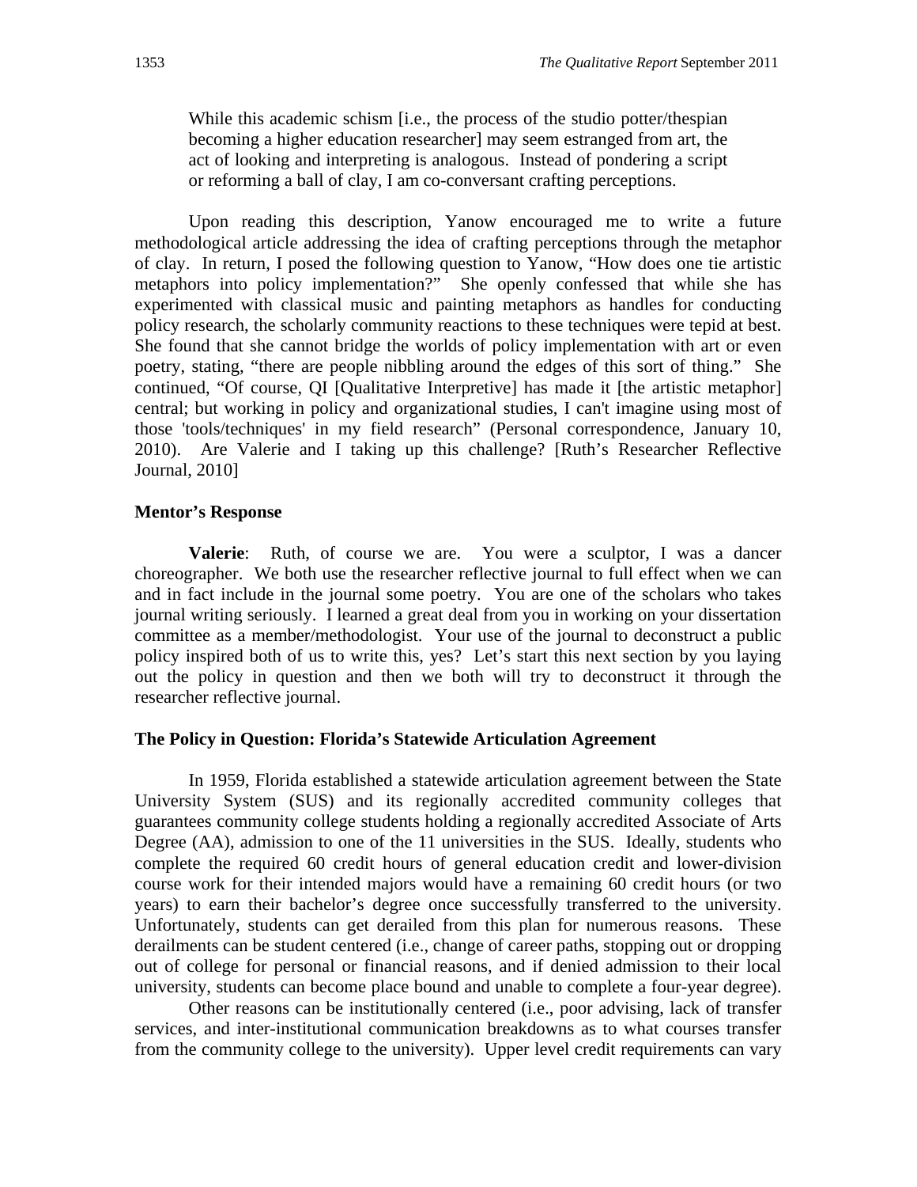> While this academic schism [i.e., the process of the studio potter/thespian becoming a higher education researcher] may seem estranged from art, the act of looking and interpreting is analogous. Instead of pondering a script or reforming a ball of clay, I am co-conversant crafting perceptions.

Upon reading this description, Yanow encouraged me to write a future methodological article addressing the idea of crafting perceptions through the metaphor of clay. In return, I posed the following question to Yanow, "How does one tie artistic metaphors into policy implementation?" She openly confessed that while she has experimented with classical music and painting metaphors as handles for conducting policy research, the scholarly community reactions to these techniques were tepid at best. She found that she cannot bridge the worlds of policy implementation with art or even poetry, stating, "there are people nibbling around the edges of this sort of thing." She continued, "Of course, QI [Qualitative Interpretive] has made it [the artistic metaphor] central; but working in policy and organizational studies, I can't imagine using most of those 'tools/techniques' in my field research" (Personal correspondence, January 10, 2010). Are Valerie and I taking up this challenge? [Ruth's Researcher Reflective Journal, 2010]

### Mentor's Response

**Valerie**: Ruth, of course we are. You were a sculptor, I was a dancer choreographer. We both use the researcher reflective journal to full effect when we can and in fact include in the journal some poetry. You are one of the scholars who takes journal writing seriously. I learned a great deal from you in working on your dissertation committee as a member/methodologist. Your use of the journal to deconstruct a public policy inspired both of us to write this, yes? Let's start this next section by you laying out the policy in question and then we both will try to deconstruct it through the researcher reflective journal.

### The Policy in Question: Florida's Statewide Articulation Agreement

In 1959, Florida established a statewide articulation agreement between the State University System (SUS) and its regionally accredited community colleges that guarantees community college students holding a regionally accredited Associate of Arts Degree (AA), admission to one of the 11 universities in the SUS. Ideally, students who complete the required 60 credit hours of general education credit and lower-division course work for their intended majors would have a remaining 60 credit hours (or two years) to earn their bachelor's degree once successfully transferred to the university. Unfortunately, students can get derailed from this plan for numerous reasons. These derailments can be student centered (i.e., change of career paths, stopping out or dropping out of college for personal or financial reasons, and if denied admission to their local university, students can become place bound and unable to complete a four-year degree).

Other reasons can be institutionally centered (i.e., poor advising, lack of transfer services, and inter-institutional communication breakdowns as to what courses transfer from the community college to the university). Upper level credit requirements can vary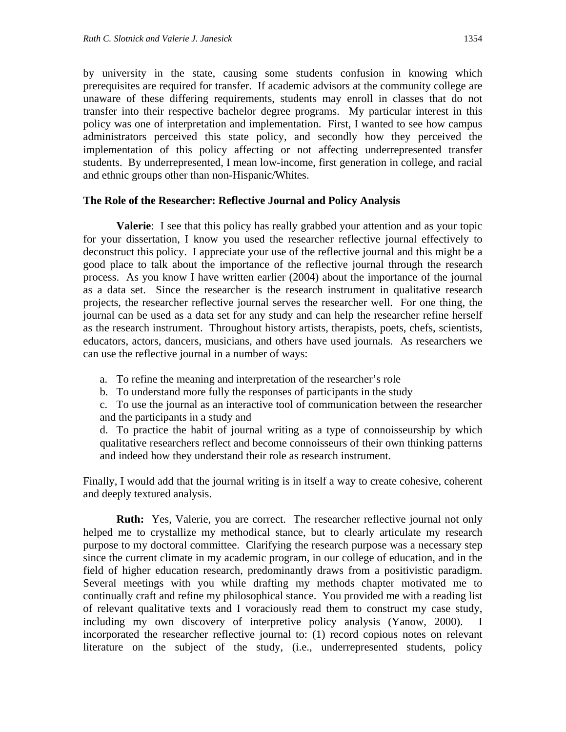by university in the state, causing some students confusion in knowing which prerequisites are required for transfer. If academic advisors at the community college are unaware of these differing requirements, students may enroll in classes that do not transfer into their respective bachelor degree programs. My particular interest in this policy was one of interpretation and implementation. First, I wanted to see how campus administrators perceived this state policy, and secondly how they perceived the implementation of this policy affecting or not affecting underrepresented transfer students. By underrepresented, I mean low-income, first generation in college, and racial and ethnic groups other than non-Hispanic/Whites.

### The Role of the Researcher: Reflective Journal and Policy Analysis

**Valerie**: I see that this policy has really grabbed your attention and as your topic for your dissertation, I know you used the researcher reflective journal effectively to deconstruct this policy. I appreciate your use of the reflective journal and this might be a good place to talk about the importance of the reflective journal through the research process. As you know I have written earlier (2004) about the importance of the journal as a data set. Since the researcher is the research instrument in qualitative research projects, the researcher reflective journal serves the researcher well. For one thing, the journal can be used as a data set for any study and can help the researcher refine herself as the research instrument. Throughout history artists, therapists, poets, chefs, scientists, educators, actors, dancers, musicians, and others have used journals. As researchers we can use the reflective journal in a number of ways:

a. To refine the meaning and interpretation of the researcher's role
b. To understand more fully the responses of participants in the study
c. To use the journal as an interactive tool of communication between the researcher and the participants in a study and
d. To practice the habit of journal writing as a type of connoisseurship by which qualitative researchers reflect and become connoisseurs of their own thinking patterns and indeed how they understand their role as research instrument.

Finally, I would add that the journal writing is in itself a way to create cohesive, coherent and deeply textured analysis.

**Ruth:** Yes, Valerie, you are correct. The researcher reflective journal not only helped me to crystallize my methodical stance, but to clearly articulate my research purpose to my doctoral committee. Clarifying the research purpose was a necessary step since the current climate in my academic program, in our college of education, and in the field of higher education research, predominantly draws from a positivistic paradigm. Several meetings with you while drafting my methods chapter motivated me to continually craft and refine my philosophical stance. You provided me with a reading list of relevant qualitative texts and I voraciously read them to construct my case study, including my own discovery of interpretive policy analysis (Yanow, 2000). I incorporated the researcher reflective journal to: (1) record copious notes on relevant literature on the subject of the study, (i.e., underrepresented students, policy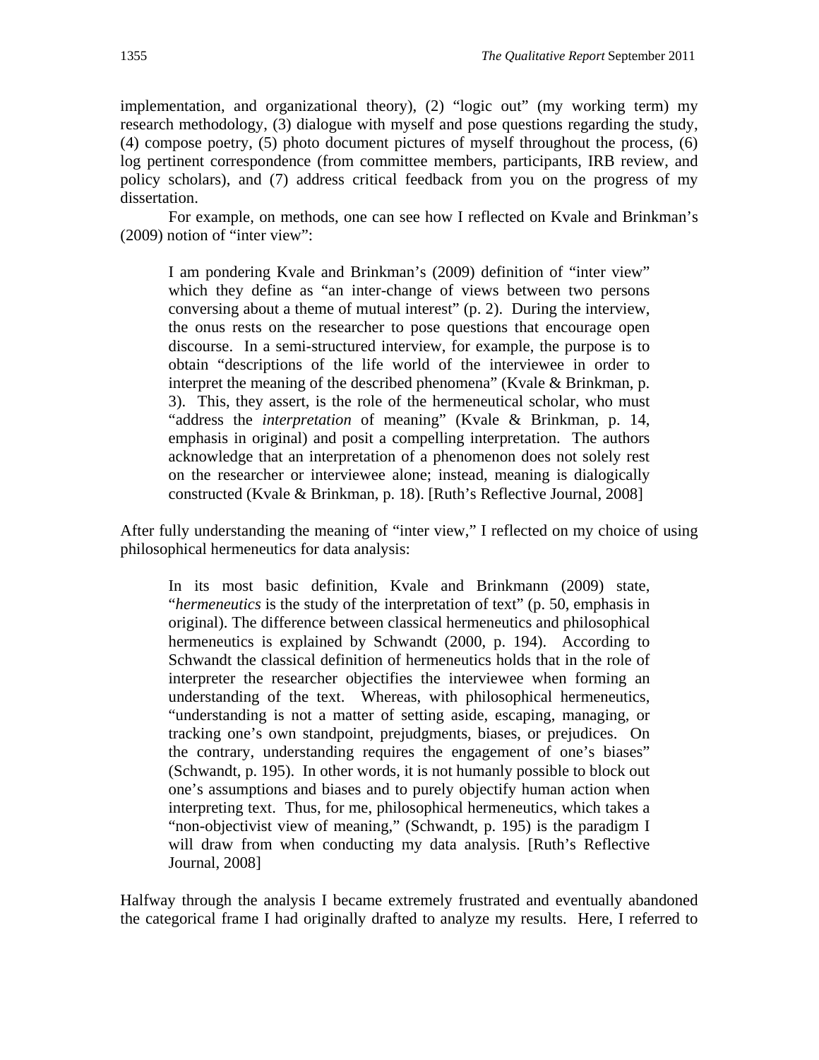implementation, and organizational theory), (2) "logic out" (my working term) my research methodology, (3) dialogue with myself and pose questions regarding the study, (4) compose poetry, (5) photo document pictures of myself throughout the process, (6) log pertinent correspondence (from committee members, participants, IRB review, and policy scholars), and (7) address critical feedback from you on the progress of my dissertation.

For example, on methods, one can see how I reflected on Kvale and Brinkman's (2009) notion of "inter view":

> I am pondering Kvale and Brinkman's (2009) definition of "inter view" which they define as "an inter-change of views between two persons conversing about a theme of mutual interest" (p. 2). During the interview, the onus rests on the researcher to pose questions that encourage open discourse. In a semi-structured interview, for example, the purpose is to obtain "descriptions of the life world of the interviewee in order to interpret the meaning of the described phenomena" (Kvale & Brinkman, p. 3). This, they assert, is the role of the hermeneutical scholar, who must "address the *interpretation* of meaning" (Kvale & Brinkman, p. 14, emphasis in original) and posit a compelling interpretation. The authors acknowledge that an interpretation of a phenomenon does not solely rest on the researcher or interviewee alone; instead, meaning is dialogically constructed (Kvale & Brinkman, p. 18). [Ruth's Reflective Journal, 2008]

After fully understanding the meaning of "inter view," I reflected on my choice of using philosophical hermeneutics for data analysis:

> In its most basic definition, Kvale and Brinkmann (2009) state, "*hermeneutics* is the study of the interpretation of text" (p. 50, emphasis in original). The difference between classical hermeneutics and philosophical hermeneutics is explained by Schwandt (2000, p. 194). According to Schwandt the classical definition of hermeneutics holds that in the role of interpreter the researcher objectifies the interviewee when forming an understanding of the text. Whereas, with philosophical hermeneutics, "understanding is not a matter of setting aside, escaping, managing, or tracking one's own standpoint, prejudgments, biases, or prejudices. On the contrary, understanding requires the engagement of one's biases" (Schwandt, p. 195). In other words, it is not humanly possible to block out one's assumptions and biases and to purely objectify human action when interpreting text. Thus, for me, philosophical hermeneutics, which takes a "non-objectivist view of meaning," (Schwandt, p. 195) is the paradigm I will draw from when conducting my data analysis. [Ruth's Reflective Journal, 2008]

Halfway through the analysis I became extremely frustrated and eventually abandoned the categorical frame I had originally drafted to analyze my results. Here, I referred to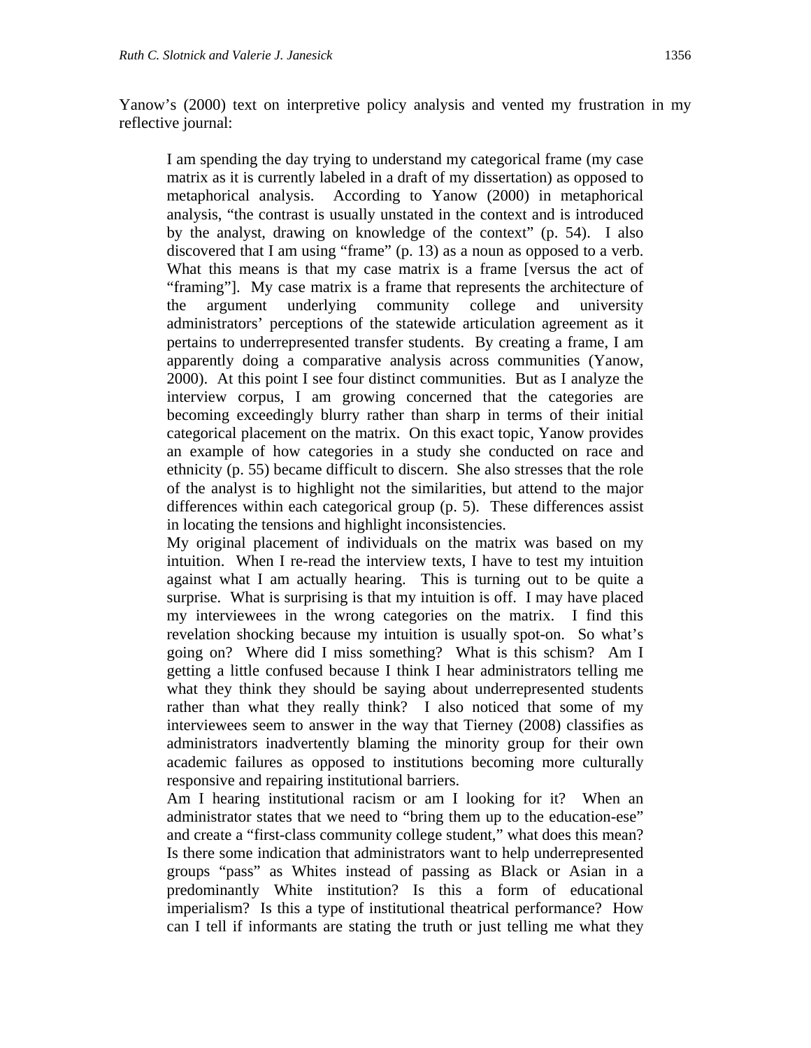Yanow's (2000) text on interpretive policy analysis and vented my frustration in my reflective journal:

> I am spending the day trying to understand my categorical frame (my case matrix as it is currently labeled in a draft of my dissertation) as opposed to metaphorical analysis. According to Yanow (2000) in metaphorical analysis, "the contrast is usually unstated in the context and is introduced by the analyst, drawing on knowledge of the context" (p. 54). I also discovered that I am using "frame" (p. 13) as a noun as opposed to a verb. What this means is that my case matrix is a frame [versus the act of "framing"]. My case matrix is a frame that represents the architecture of the argument underlying community college and university administrators' perceptions of the statewide articulation agreement as it pertains to underrepresented transfer students. By creating a frame, I am apparently doing a comparative analysis across communities (Yanow, 2000). At this point I see four distinct communities. But as I analyze the interview corpus, I am growing concerned that the categories are becoming exceedingly blurry rather than sharp in terms of their initial categorical placement on the matrix. On this exact topic, Yanow provides an example of how categories in a study she conducted on race and ethnicity (p. 55) became difficult to discern. She also stresses that the role of the analyst is to highlight not the similarities, but attend to the major differences within each categorical group (p. 5). These differences assist in locating the tensions and highlight inconsistencies.
>
> My original placement of individuals on the matrix was based on my intuition. When I re-read the interview texts, I have to test my intuition against what I am actually hearing. This is turning out to be quite a surprise. What is surprising is that my intuition is off. I may have placed my interviewees in the wrong categories on the matrix. I find this revelation shocking because my intuition is usually spot-on. So what's going on? Where did I miss something? What is this schism? Am I getting a little confused because I think I hear administrators telling me what they think they should be saying about underrepresented students rather than what they really think? I also noticed that some of my interviewees seem to answer in the way that Tierney (2008) classifies as administrators inadvertently blaming the minority group for their own academic failures as opposed to institutions becoming more culturally responsive and repairing institutional barriers.
>
> Am I hearing institutional racism or am I looking for it? When an administrator states that we need to "bring them up to the education-ese" and create a "first-class community college student," what does this mean? Is there some indication that administrators want to help underrepresented groups "pass" as Whites instead of passing as Black or Asian in a predominantly White institution? Is this a form of educational imperialism? Is this a type of institutional theatrical performance? How can I tell if informants are stating the truth or just telling me what they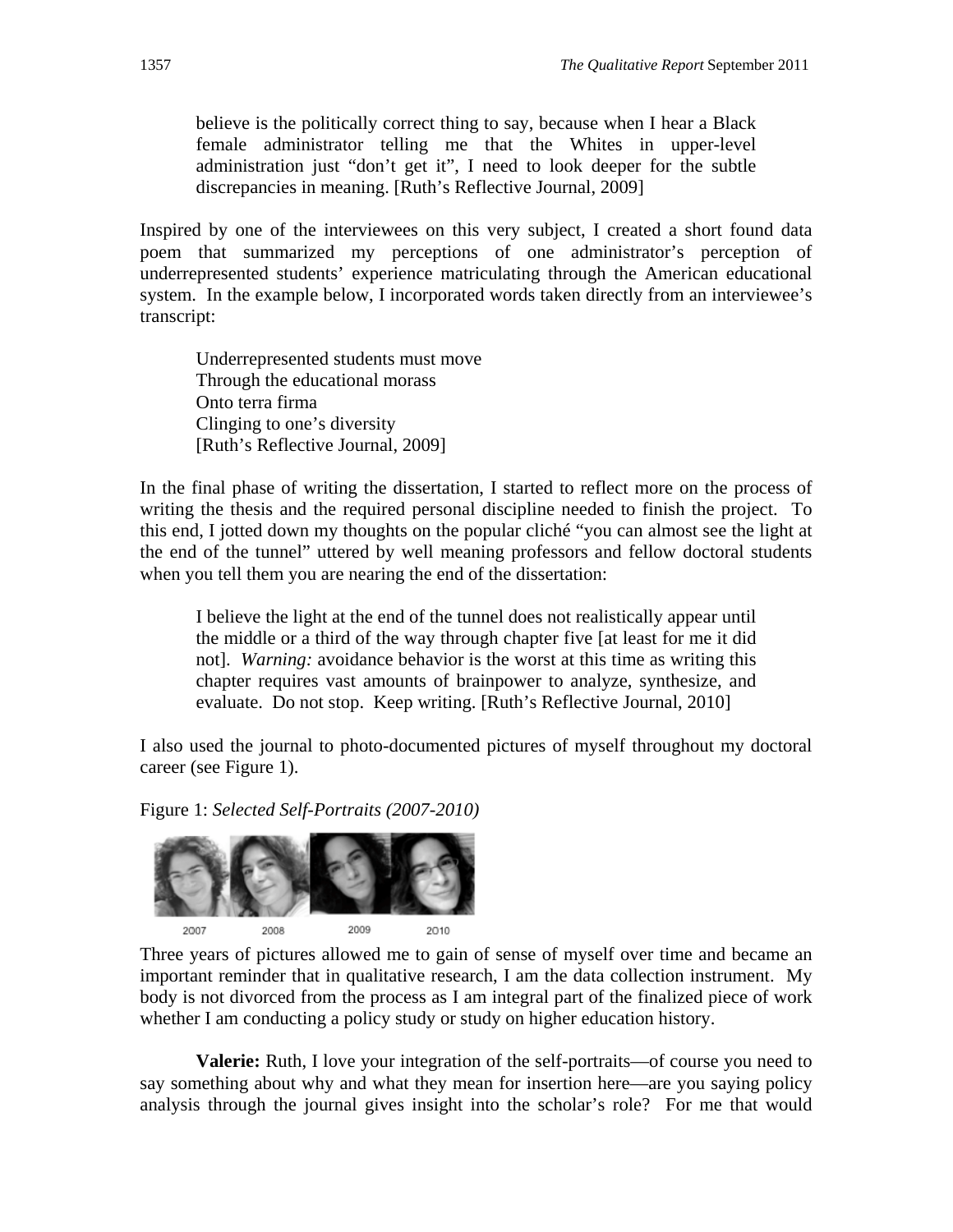believe is the politically correct thing to say, because when I hear a Black female administrator telling me that the Whites in upper-level administration just "don't get it", I need to look deeper for the subtle discrepancies in meaning. [Ruth's Reflective Journal, 2009]

Inspired by one of the interviewees on this very subject, I created a short found data poem that summarized my perceptions of one administrator's perception of underrepresented students' experience matriculating through the American educational system. In the example below, I incorporated words taken directly from an interviewee's transcript:

> Underrepresented students must move
> Through the educational morass
> Onto terra firma
> Clinging to one's diversity
> [Ruth's Reflective Journal, 2009]

In the final phase of writing the dissertation, I started to reflect more on the process of writing the thesis and the required personal discipline needed to finish the project. To this end, I jotted down my thoughts on the popular cliché "you can almost see the light at the end of the tunnel" uttered by well meaning professors and fellow doctoral students when you tell them you are nearing the end of the dissertation:

> I believe the light at the end of the tunnel does not realistically appear until the middle or a third of the way through chapter five [at least for me it did not]. *Warning:* avoidance behavior is the worst at this time as writing this chapter requires vast amounts of brainpower to analyze, synthesize, and evaluate. Do not stop. Keep writing. [Ruth's Reflective Journal, 2010]

I also used the journal to photo-documented pictures of myself throughout my doctoral career (see Figure 1).

Figure 1: *Selected Self-Portraits (2007-2010)*

2007 2008 2009 2010

Three years of pictures allowed me to gain of sense of myself over time and became an important reminder that in qualitative research, I am the data collection instrument. My body is not divorced from the process as I am integral part of the finalized piece of work whether I am conducting a policy study or study on higher education history.

**Valerie:** Ruth, I love your integration of the self-portraits—of course you need to say something about why and what they mean for insertion here—are you saying policy analysis through the journal gives insight into the scholar's role? For me that would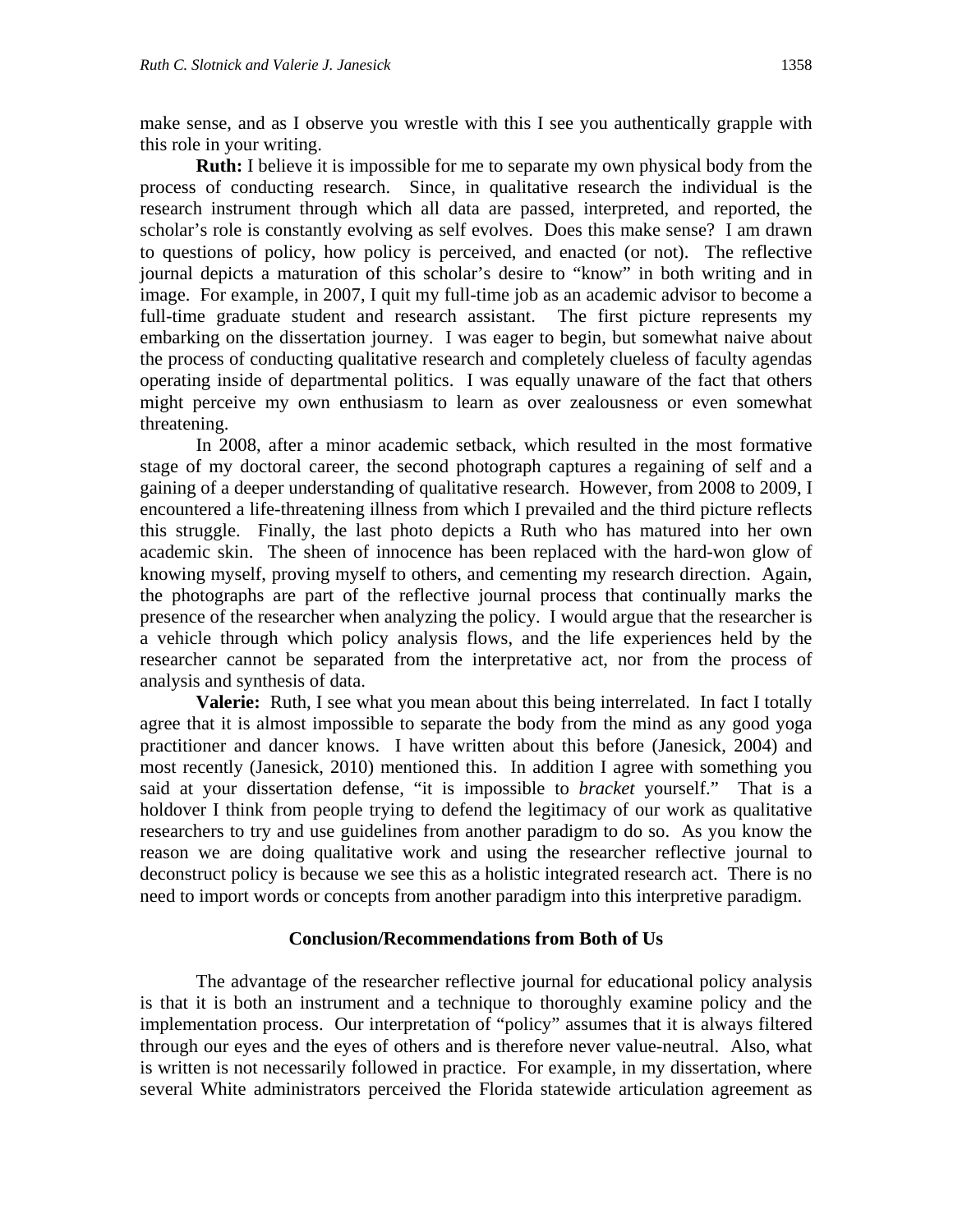make sense, and as I observe you wrestle with this I see you authentically grapple with this role in your writing.

**Ruth:** I believe it is impossible for me to separate my own physical body from the process of conducting research. Since, in qualitative research the individual is the research instrument through which all data are passed, interpreted, and reported, the scholar's role is constantly evolving as self evolves. Does this make sense? I am drawn to questions of policy, how policy is perceived, and enacted (or not). The reflective journal depicts a maturation of this scholar's desire to "know" in both writing and in image. For example, in 2007, I quit my full-time job as an academic advisor to become a full-time graduate student and research assistant. The first picture represents my embarking on the dissertation journey. I was eager to begin, but somewhat naive about the process of conducting qualitative research and completely clueless of faculty agendas operating inside of departmental politics. I was equally unaware of the fact that others might perceive my own enthusiasm to learn as over zealousness or even somewhat threatening.

In 2008, after a minor academic setback, which resulted in the most formative stage of my doctoral career, the second photograph captures a regaining of self and a gaining of a deeper understanding of qualitative research. However, from 2008 to 2009, I encountered a life-threatening illness from which I prevailed and the third picture reflects this struggle. Finally, the last photo depicts a Ruth who has matured into her own academic skin. The sheen of innocence has been replaced with the hard-won glow of knowing myself, proving myself to others, and cementing my research direction. Again, the photographs are part of the reflective journal process that continually marks the presence of the researcher when analyzing the policy. I would argue that the researcher is a vehicle through which policy analysis flows, and the life experiences held by the researcher cannot be separated from the interpretative act, nor from the process of analysis and synthesis of data.

**Valerie:** Ruth, I see what you mean about this being interrelated. In fact I totally agree that it is almost impossible to separate the body from the mind as any good yoga practitioner and dancer knows. I have written about this before (Janesick, 2004) and most recently (Janesick, 2010) mentioned this. In addition I agree with something you said at your dissertation defense, "it is impossible to *bracket* yourself." That is a holdover I think from people trying to defend the legitimacy of our work as qualitative researchers to try and use guidelines from another paradigm to do so. As you know the reason we are doing qualitative work and using the researcher reflective journal to deconstruct policy is because we see this as a holistic integrated research act. There is no need to import words or concepts from another paradigm into this interpretive paradigm.

## Conclusion/Recommendations from Both of Us

The advantage of the researcher reflective journal for educational policy analysis is that it is both an instrument and a technique to thoroughly examine policy and the implementation process. Our interpretation of "policy" assumes that it is always filtered through our eyes and the eyes of others and is therefore never value-neutral. Also, what is written is not necessarily followed in practice. For example, in my dissertation, where several White administrators perceived the Florida statewide articulation agreement as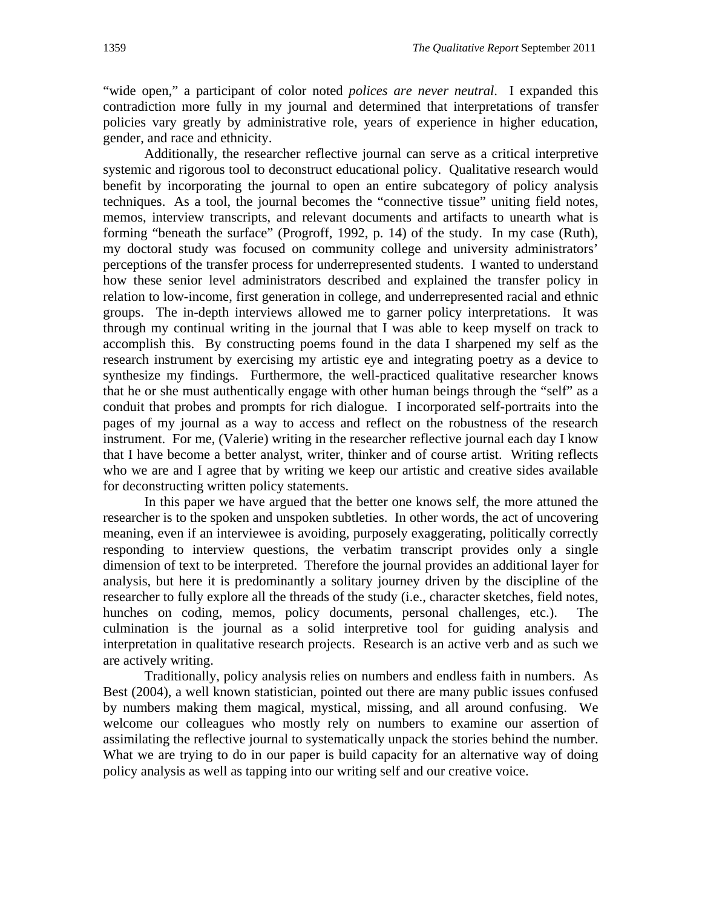"wide open," a participant of color noted *polices are never neutral*. I expanded this contradiction more fully in my journal and determined that interpretations of transfer policies vary greatly by administrative role, years of experience in higher education, gender, and race and ethnicity.

Additionally, the researcher reflective journal can serve as a critical interpretive systemic and rigorous tool to deconstruct educational policy. Qualitative research would benefit by incorporating the journal to open an entire subcategory of policy analysis techniques. As a tool, the journal becomes the "connective tissue" uniting field notes, memos, interview transcripts, and relevant documents and artifacts to unearth what is forming "beneath the surface" (Progroff, 1992, p. 14) of the study. In my case (Ruth), my doctoral study was focused on community college and university administrators' perceptions of the transfer process for underrepresented students. I wanted to understand how these senior level administrators described and explained the transfer policy in relation to low-income, first generation in college, and underrepresented racial and ethnic groups. The in-depth interviews allowed me to garner policy interpretations. It was through my continual writing in the journal that I was able to keep myself on track to accomplish this. By constructing poems found in the data I sharpened my self as the research instrument by exercising my artistic eye and integrating poetry as a device to synthesize my findings. Furthermore, the well-practiced qualitative researcher knows that he or she must authentically engage with other human beings through the "self" as a conduit that probes and prompts for rich dialogue. I incorporated self-portraits into the pages of my journal as a way to access and reflect on the robustness of the research instrument. For me, (Valerie) writing in the researcher reflective journal each day I know that I have become a better analyst, writer, thinker and of course artist. Writing reflects who we are and I agree that by writing we keep our artistic and creative sides available for deconstructing written policy statements.

In this paper we have argued that the better one knows self, the more attuned the researcher is to the spoken and unspoken subtleties. In other words, the act of uncovering meaning, even if an interviewee is avoiding, purposely exaggerating, politically correctly responding to interview questions, the verbatim transcript provides only a single dimension of text to be interpreted. Therefore the journal provides an additional layer for analysis, but here it is predominantly a solitary journey driven by the discipline of the researcher to fully explore all the threads of the study (i.e., character sketches, field notes, hunches on coding, memos, policy documents, personal challenges, etc.). The culmination is the journal as a solid interpretive tool for guiding analysis and interpretation in qualitative research projects. Research is an active verb and as such we are actively writing.

Traditionally, policy analysis relies on numbers and endless faith in numbers. As Best (2004), a well known statistician, pointed out there are many public issues confused by numbers making them magical, mystical, missing, and all around confusing. We welcome our colleagues who mostly rely on numbers to examine our assertion of assimilating the reflective journal to systematically unpack the stories behind the number. What we are trying to do in our paper is build capacity for an alternative way of doing policy analysis as well as tapping into our writing self and our creative voice.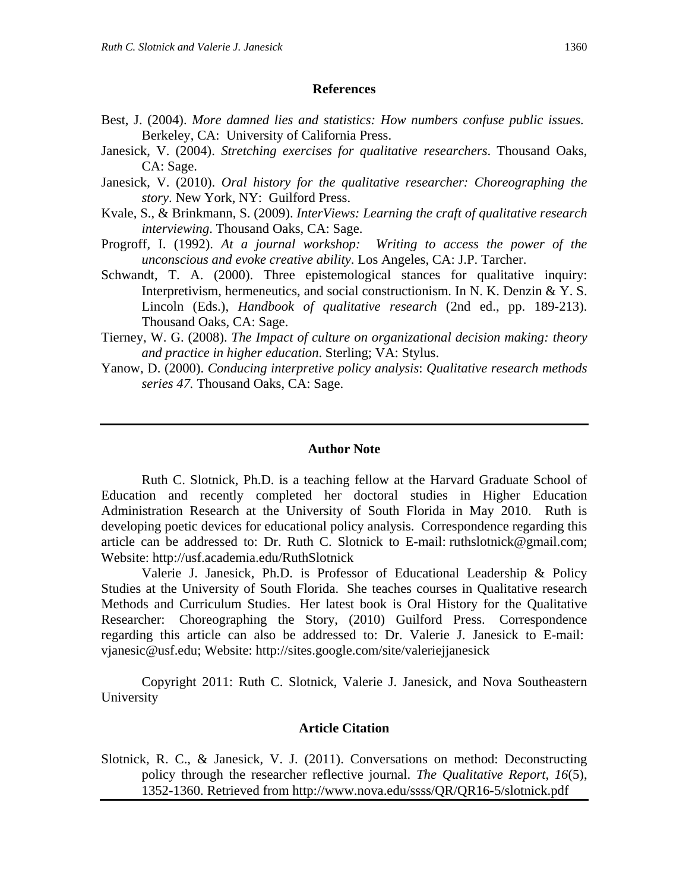## References

Best, J. (2004). *More damned lies and statistics: How numbers confuse public issues.* Berkeley, CA: University of California Press.

Janesick, V. (2004). *Stretching exercises for qualitative researchers*. Thousand Oaks, CA: Sage.

Janesick, V. (2010). *Oral history for the qualitative researcher: Choreographing the story*. New York, NY: Guilford Press.

Kvale, S., & Brinkmann, S. (2009). *InterViews: Learning the craft of qualitative research interviewing*. Thousand Oaks, CA: Sage.

Progroff, I. (1992). *At a journal workshop: Writing to access the power of the unconscious and evoke creative ability*. Los Angeles, CA: J.P. Tarcher.

Schwandt, T. A. (2000). Three epistemological stances for qualitative inquiry: Interpretivism, hermeneutics, and social constructionism. In N. K. Denzin & Y. S. Lincoln (Eds.), *Handbook of qualitative research* (2nd ed., pp. 189-213). Thousand Oaks, CA: Sage.

Tierney, W. G. (2008). *The Impact of culture on organizational decision making: theory and practice in higher education*. Sterling; VA: Stylus.

Yanow, D. (2000). *Conducing interpretive policy analysis*: *Qualitative research methods series 47.* Thousand Oaks, CA: Sage.

---

## Author Note

Ruth C. Slotnick, Ph.D. is a teaching fellow at the Harvard Graduate School of Education and recently completed her doctoral studies in Higher Education Administration Research at the University of South Florida in May 2010. Ruth is developing poetic devices for educational policy analysis. Correspondence regarding this article can be addressed to: Dr. Ruth C. Slotnick to E-mail: ruthslotnick@gmail.com; Website: http://usf.academia.edu/RuthSlotnick

Valerie J. Janesick, Ph.D. is Professor of Educational Leadership & Policy Studies at the University of South Florida. She teaches courses in Qualitative research Methods and Curriculum Studies. Her latest book is Oral History for the Qualitative Researcher: Choreographing the Story, (2010) Guilford Press. Correspondence regarding this article can also be addressed to: Dr. Valerie J. Janesick to E-mail: vjanesic@usf.edu; Website: http://sites.google.com/site/valeriejjanesick

Copyright 2011: Ruth C. Slotnick, Valerie J. Janesick, and Nova Southeastern University

## Article Citation

Slotnick, R. C., & Janesick, V. J. (2011). Conversations on method: Deconstructing policy through the researcher reflective journal. *The Qualitative Report*, *16*(5), 1352-1360. Retrieved from http://www.nova.edu/ssss/QR/QR16-5/slotnick.pdf